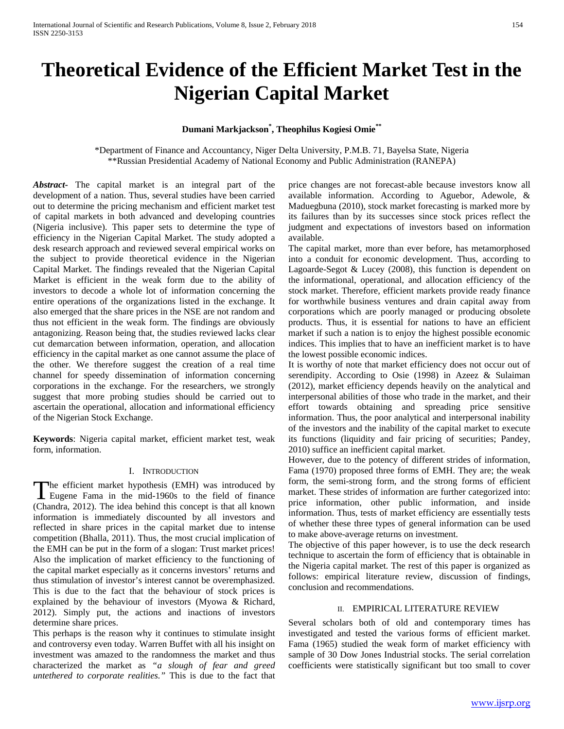# Theoretical Evidence of the Efficient Market Test in the Nigerian Capital Market

**Dumani Markjackson[*], Theophilus Kogiesi Omie[**]**

[*]Department of Finance and Accountancy, Niger Delta University, P.M.B. 71, Bayelsa State, Nigeria
[**]Russian Presidential Academy of National Economy and Public Administration (RANEPA)

***Abstract*-** The capital market is an integral part of the development of a nation. Thus, several studies have been carried out to determine the pricing mechanism and efficient market test of capital markets in both advanced and developing countries (Nigeria inclusive). This paper sets to determine the type of efficiency in the Nigerian Capital Market. The study adopted a desk research approach and reviewed several empirical works on the subject to provide theoretical evidence in the Nigerian Capital Market. The findings revealed that the Nigerian Capital Market is efficient in the weak form due to the ability of investors to decode a whole lot of information concerning the entire operations of the organizations listed in the exchange. It also emerged that the share prices in the NSE are not random and thus not efficient in the weak form. The findings are obviously antagonizing. Reason being that, the studies reviewed lacks clear cut demarcation between information, operation, and allocation efficiency in the capital market as one cannot assume the place of the other. We therefore suggest the creation of a real time channel for speedy dissemination of information concerning corporations in the exchange. For the researchers, we strongly suggest that more probing studies should be carried out to ascertain the operational, allocation and informational efficiency of the Nigerian Stock Exchange.

**Keywords**: Nigeria capital market, efficient market test, weak form, information.

## I. Introduction

The efficient market hypothesis (EMH) was introduced by Eugene Fama in the mid-1960s to the field of finance (Chandra, 2012). The idea behind this concept is that all known information is immediately discounted by all investors and reflected in share prices in the capital market due to intense competition (Bhalla, 2011). Thus, the most crucial implication of the EMH can be put in the form of a slogan: Trust market prices! Also the implication of market efficiency to the functioning of the capital market especially as it concerns investors' returns and thus stimulation of investor's interest cannot be overemphasized. This is due to the fact that the behaviour of stock prices is explained by the behaviour of investors (Myowa & Richard, 2012). Simply put, the actions and inactions of investors determine share prices.

This perhaps is the reason why it continues to stimulate insight and controversy even today. Warren Buffet with all his insight on investment was amazed to the randomness the market and thus characterized the market as "*a slough of fear and greed untethered to corporate realities.*" This is due to the fact that price changes are not forecast-able because investors know all available information. According to Aguebor, Adewole, & Maduegbuna (2010), stock market forecasting is marked more by its failures than by its successes since stock prices reflect the judgment and expectations of investors based on information available.

The capital market, more than ever before, has metamorphosed into a conduit for economic development. Thus, according to Lagoarde-Segot & Lucey (2008), this function is dependent on the informational, operational, and allocation efficiency of the stock market. Therefore, efficient markets provide ready finance for worthwhile business ventures and drain capital away from corporations which are poorly managed or producing obsolete products. Thus, it is essential for nations to have an efficient market if such a nation is to enjoy the highest possible economic indices. This implies that to have an inefficient market is to have the lowest possible economic indices.

It is worthy of note that market efficiency does not occur out of serendipity. According to Osie (1998) in Azeez & Sulaiman (2012), market efficiency depends heavily on the analytical and interpersonal abilities of those who trade in the market, and their effort towards obtaining and spreading price sensitive information. Thus, the poor analytical and interpersonal inability of the investors and the inability of the capital market to execute its functions (liquidity and fair pricing of securities; Pandey, 2010) suffice an inefficient capital market.

However, due to the potency of different strides of information, Fama (1970) proposed three forms of EMH. They are; the weak form, the semi-strong form, and the strong forms of efficient market. These strides of information are further categorized into: price information, other public information, and inside information. Thus, tests of market efficiency are essentially tests of whether these three types of general information can be used to make above-average returns on investment.

The objective of this paper however, is to use the deck research technique to ascertain the form of efficiency that is obtainable in the Nigeria capital market. The rest of this paper is organized as follows: empirical literature review, discussion of findings, conclusion and recommendations.

## II. Empirical Literature Review

Several scholars both of old and contemporary times has investigated and tested the various forms of efficient market. Fama (1965) studied the weak form of market efficiency with sample of 30 Dow Jones Industrial stocks. The serial correlation coefficients were statistically significant but too small to cover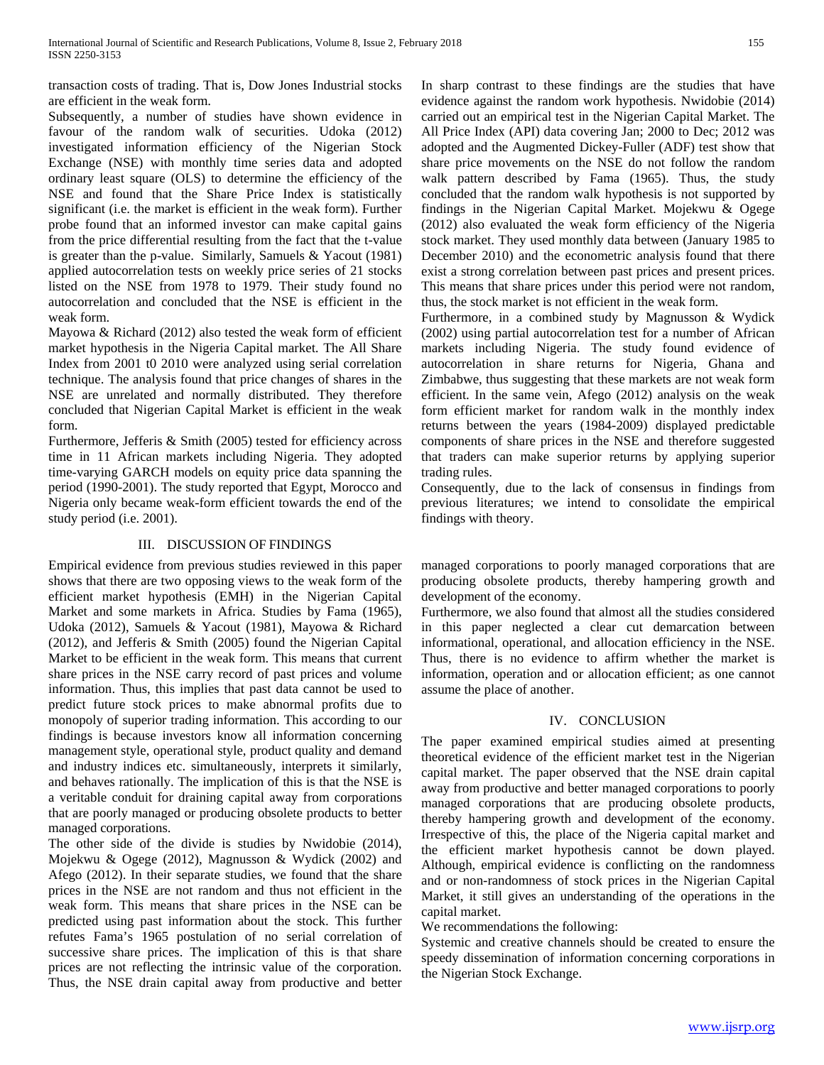transaction costs of trading. That is, Dow Jones Industrial stocks are efficient in the weak form.

Subsequently, a number of studies have shown evidence in favour of the random walk of securities. Udoka (2012) investigated information efficiency of the Nigerian Stock Exchange (NSE) with monthly time series data and adopted ordinary least square (OLS) to determine the efficiency of the NSE and found that the Share Price Index is statistically significant (i.e. the market is efficient in the weak form). Further probe found that an informed investor can make capital gains from the price differential resulting from the fact that the t-value is greater than the p-value. Similarly, Samuels & Yacout (1981) applied autocorrelation tests on weekly price series of 21 stocks listed on the NSE from 1978 to 1979. Their study found no autocorrelation and concluded that the NSE is efficient in the weak form.

Mayowa & Richard (2012) also tested the weak form of efficient market hypothesis in the Nigeria Capital market. The All Share Index from 2001 t0 2010 were analyzed using serial correlation technique. The analysis found that price changes of shares in the NSE are unrelated and normally distributed. They therefore concluded that Nigerian Capital Market is efficient in the weak form.

Furthermore, Jefferis & Smith (2005) tested for efficiency across time in 11 African markets including Nigeria. They adopted time-varying GARCH models on equity price data spanning the period (1990-2001). The study reported that Egypt, Morocco and Nigeria only became weak-form efficient towards the end of the study period (i.e. 2001).

In sharp contrast to these findings are the studies that have evidence against the random work hypothesis. Nwidobie (2014) carried out an empirical test in the Nigerian Capital Market. The All Price Index (API) data covering Jan; 2000 to Dec; 2012 was adopted and the Augmented Dickey-Fuller (ADF) test show that share price movements on the NSE do not follow the random walk pattern described by Fama (1965). Thus, the study concluded that the random walk hypothesis is not supported by findings in the Nigerian Capital Market. Mojekwu & Ogege (2012) also evaluated the weak form efficiency of the Nigeria stock market. They used monthly data between (January 1985 to December 2010) and the econometric analysis found that there exist a strong correlation between past prices and present prices. This means that share prices under this period were not random, thus, the stock market is not efficient in the weak form.

Furthermore, in a combined study by Magnusson & Wydick (2002) using partial autocorrelation test for a number of African markets including Nigeria. The study found evidence of autocorrelation in share returns for Nigeria, Ghana and Zimbabwe, thus suggesting that these markets are not weak form efficient. In the same vein, Afego (2012) analysis on the weak form efficient market for random walk in the monthly index returns between the years (1984-2009) displayed predictable components of share prices in the NSE and therefore suggested that traders can make superior returns by applying superior trading rules.

Consequently, due to the lack of consensus in findings from previous literatures; we intend to consolidate the empirical findings with theory.

## III. DISCUSSION OF FINDINGS

Empirical evidence from previous studies reviewed in this paper shows that there are two opposing views to the weak form of the efficient market hypothesis (EMH) in the Nigerian Capital Market and some markets in Africa. Studies by Fama (1965), Udoka (2012), Samuels & Yacout (1981), Mayowa & Richard (2012), and Jefferis & Smith (2005) found the Nigerian Capital Market to be efficient in the weak form. This means that current share prices in the NSE carry record of past prices and volume information. Thus, this implies that past data cannot be used to predict future stock prices to make abnormal profits due to monopoly of superior trading information. This according to our findings is because investors know all information concerning management style, operational style, product quality and demand and industry indices etc. simultaneously, interprets it similarly, and behaves rationally. The implication of this is that the NSE is a veritable conduit for draining capital away from corporations that are poorly managed or producing obsolete products to better managed corporations.

The other side of the divide is studies by Nwidobie (2014), Mojekwu & Ogege (2012), Magnusson & Wydick (2002) and Afego (2012). In their separate studies, we found that the share prices in the NSE are not random and thus not efficient in the weak form. This means that share prices in the NSE can be predicted using past information about the stock. This further refutes Fama's 1965 postulation of no serial correlation of successive share prices. The implication of this is that share prices are not reflecting the intrinsic value of the corporation. Thus, the NSE drain capital away from productive and better managed corporations to poorly managed corporations that are producing obsolete products, thereby hampering growth and development of the economy.

Furthermore, we also found that almost all the studies considered in this paper neglected a clear cut demarcation between informational, operational, and allocation efficiency in the NSE. Thus, there is no evidence to affirm whether the market is information, operation and or allocation efficient; as one cannot assume the place of another.

## IV. CONCLUSION

The paper examined empirical studies aimed at presenting theoretical evidence of the efficient market test in the Nigerian capital market. The paper observed that the NSE drain capital away from productive and better managed corporations to poorly managed corporations that are producing obsolete products, thereby hampering growth and development of the economy. Irrespective of this, the place of the Nigeria capital market and the efficient market hypothesis cannot be down played. Although, empirical evidence is conflicting on the randomness and or non-randomness of stock prices in the Nigerian Capital Market, it still gives an understanding of the operations in the capital market.

We recommendations the following:

Systemic and creative channels should be created to ensure the speedy dissemination of information concerning corporations in the Nigerian Stock Exchange.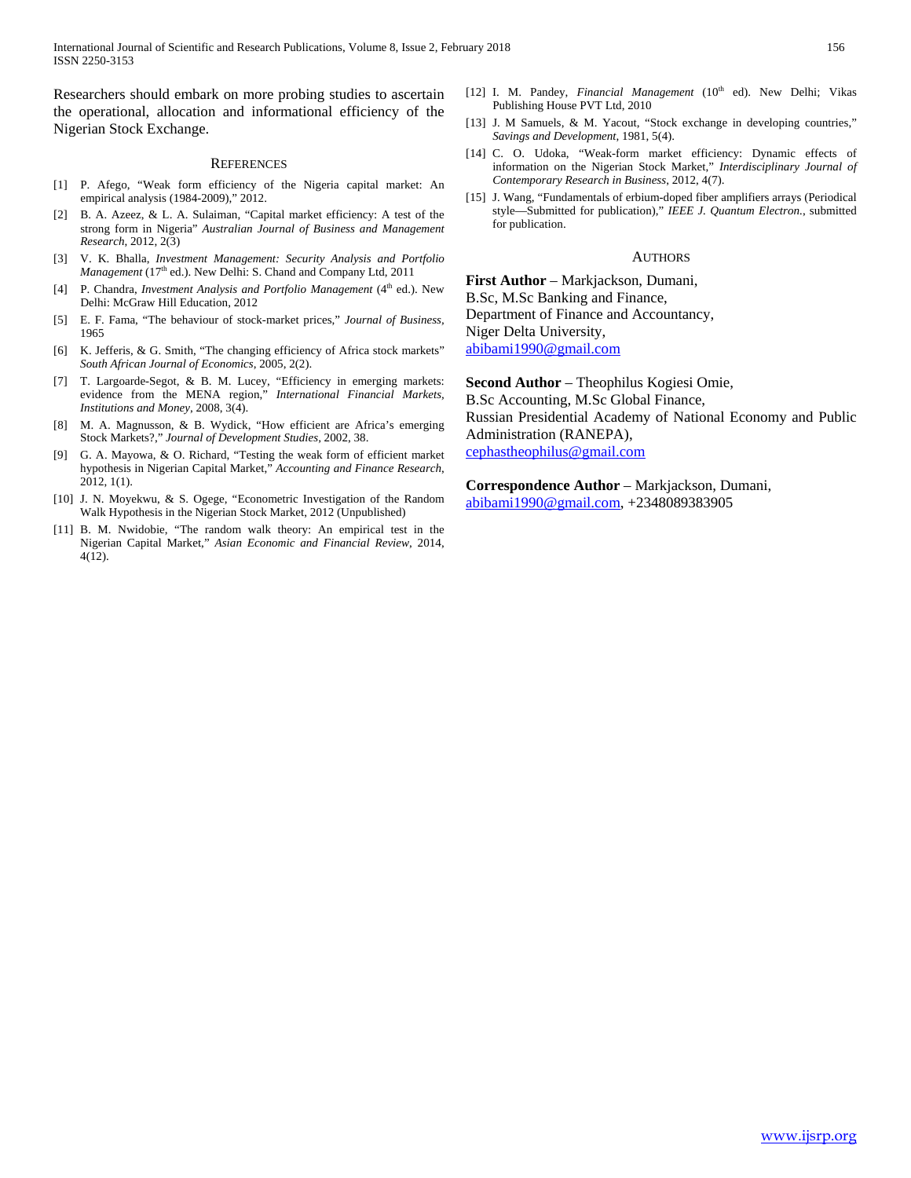Researchers should embark on more probing studies to ascertain the operational, allocation and informational efficiency of the Nigerian Stock Exchange.

## References

[1] P. Afego, "Weak form efficiency of the Nigeria capital market: An empirical analysis (1984-2009)," 2012.

[2] B. A. Azeez, & L. A. Sulaiman, "Capital market efficiency: A test of the strong form in Nigeria" *Australian Journal of Business and Management Research*, 2012, 2(3)

[3] V. K. Bhalla, *Investment Management: Security Analysis and Portfolio Management* (17th ed.). New Delhi: S. Chand and Company Ltd, 2011

[4] P. Chandra, *Investment Analysis and Portfolio Management* (4th ed.). New Delhi: McGraw Hill Education, 2012

[5] E. F. Fama, "The behaviour of stock-market prices," *Journal of Business*, 1965

[6] K. Jefferis, & G. Smith, "The changing efficiency of Africa stock markets" *South African Journal of Economics*, 2005, 2(2).

[7] T. Largoarde-Segot, & B. M. Lucey, "Efficiency in emerging markets: evidence from the MENA region," *International Financial Markets, Institutions and Money*, 2008, 3(4).

[8] M. A. Magnusson, & B. Wydick, "How efficient are Africa's emerging Stock Markets?," *Journal of Development Studies*, 2002, 38.

[9] G. A. Mayowa, & O. Richard, "Testing the weak form of efficient market hypothesis in Nigerian Capital Market," *Accounting and Finance Research*, 2012, 1(1).

[10] J. N. Moyekwu, & S. Ogege, "Econometric Investigation of the Random Walk Hypothesis in the Nigerian Stock Market, 2012 (Unpublished)

[11] B. M. Nwidobie, "The random walk theory: An empirical test in the Nigerian Capital Market," *Asian Economic and Financial Review*, 2014, 4(12).

[12] I. M. Pandey, *Financial Management* (10th ed). New Delhi; Vikas Publishing House PVT Ltd, 2010

[13] J. M Samuels, & M. Yacout, "Stock exchange in developing countries," *Savings and Development*, 1981, 5(4).

[14] C. O. Udoka, "Weak-form market efficiency: Dynamic effects of information on the Nigerian Stock Market," *Interdisciplinary Journal of Contemporary Research in Business*, 2012, 4(7).

[15] J. Wang, "Fundamentals of erbium-doped fiber amplifiers arrays (Periodical style—Submitted for publication)," *IEEE J. Quantum Electron.*, submitted for publication.

## Authors

**First Author** – Markjackson, Dumani,
B.Sc, M.Sc Banking and Finance,
Department of Finance and Accountancy,
Niger Delta University,
abibami1990@gmail.com

**Second Author** – Theophilus Kogiesi Omie,
B.Sc Accounting, M.Sc Global Finance,
Russian Presidential Academy of National Economy and Public Administration (RANEPA),
cephastheophilus@gmail.com

**Correspondence Author** – Markjackson, Dumani,
abibami1990@gmail.com, +2348089383905